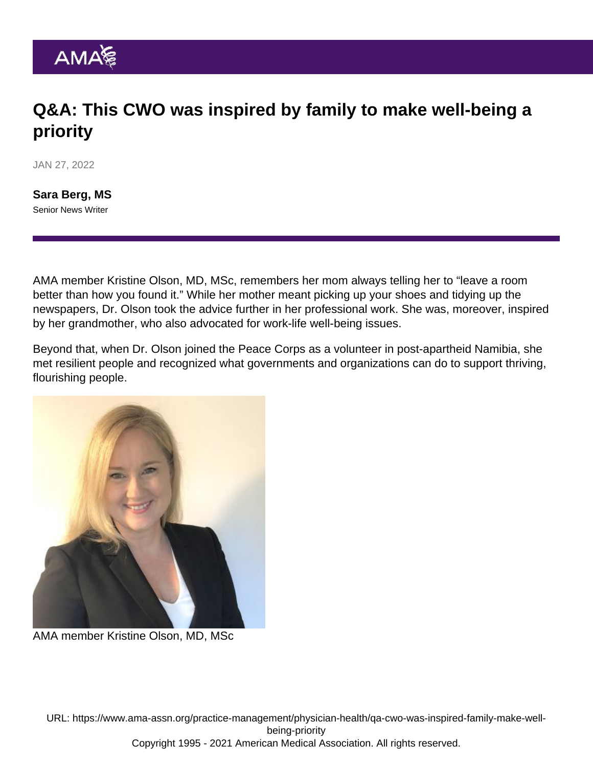# Q&A: This CWO was inspired by family to make well-being a priority

JAN 27, 2022

**Sara Berg, MS**
Senior News Writer

AMA member Kristine Olson, MD, MSc, remembers her mom always telling her to "leave a room better than how you found it." While her mother meant picking up your shoes and tidying up the newspapers, Dr. Olson took the advice further in her professional work. She was, moreover, inspired by her grandmother, who also advocated for work-life well-being issues.

Beyond that, when Dr. Olson joined the Peace Corps as a volunteer in post-apartheid Namibia, she met resilient people and recognized what governments and organizations can do to support thriving, flourishing people.

AMA member Kristine Olson, MD, MSc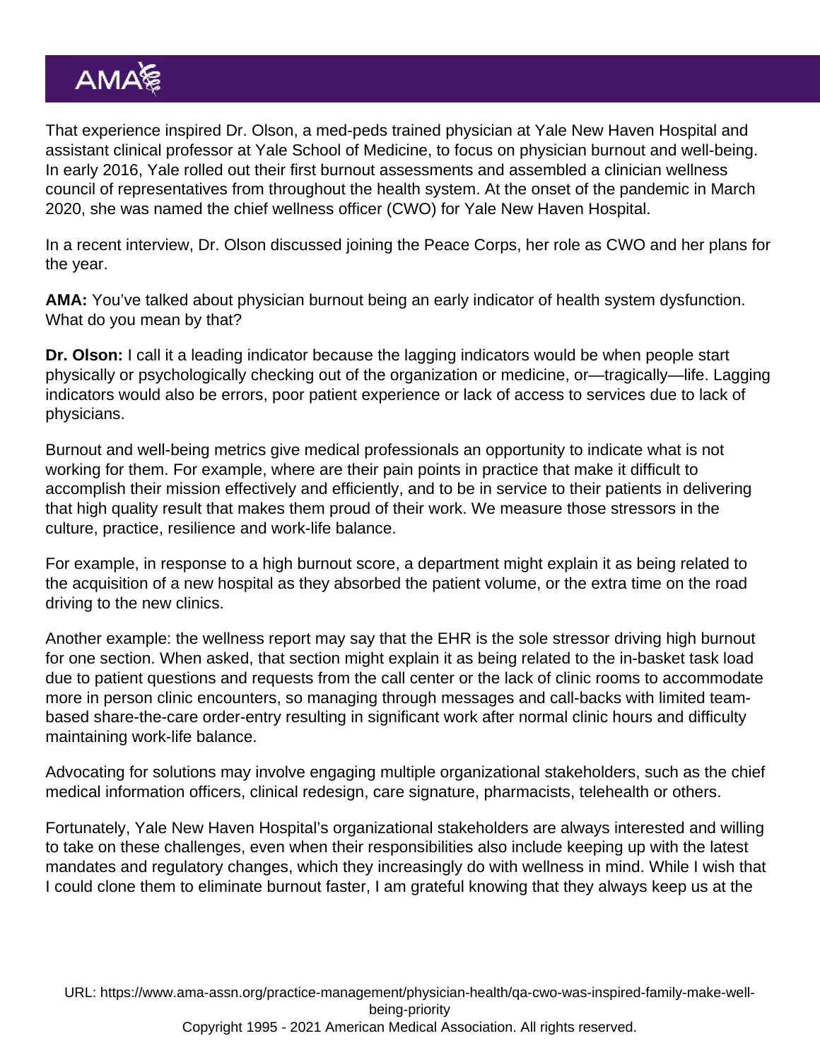That experience inspired Dr. Olson, a med-peds trained physician at Yale New Haven Hospital and assistant clinical professor at Yale School of Medicine, to focus on physician burnout and well-being. In early 2016, Yale rolled out their first burnout assessments and assembled a clinician wellness council of representatives from throughout the health system. At the onset of the pandemic in March 2020, she was named the chief wellness officer (CWO) for Yale New Haven Hospital.

In a recent interview, Dr. Olson discussed joining the Peace Corps, her role as CWO and her plans for the year.

**AMA:** You've talked about physician burnout being an early indicator of health system dysfunction. What do you mean by that?

**Dr. Olson:** I call it a leading indicator because the lagging indicators would be when people start physically or psychologically checking out of the organization or medicine, or—tragically—life. Lagging indicators would also be errors, poor patient experience or lack of access to services due to lack of physicians.

Burnout and well-being metrics give medical professionals an opportunity to indicate what is not working for them. For example, where are their pain points in practice that make it difficult to accomplish their mission effectively and efficiently, and to be in service to their patients in delivering that high quality result that makes them proud of their work. We measure those stressors in the culture, practice, resilience and work-life balance.

For example, in response to a high burnout score, a department might explain it as being related to the acquisition of a new hospital as they absorbed the patient volume, or the extra time on the road driving to the new clinics.

Another example: the wellness report may say that the EHR is the sole stressor driving high burnout for one section. When asked, that section might explain it as being related to the in-basket task load due to patient questions and requests from the call center or the lack of clinic rooms to accommodate more in person clinic encounters, so managing through messages and call-backs with limited team-based share-the-care order-entry resulting in significant work after normal clinic hours and difficulty maintaining work-life balance.

Advocating for solutions may involve engaging multiple organizational stakeholders, such as the chief medical information officers, clinical redesign, care signature, pharmacists, telehealth or others.

Fortunately, Yale New Haven Hospital's organizational stakeholders are always interested and willing to take on these challenges, even when their responsibilities also include keeping up with the latest mandates and regulatory changes, which they increasingly do with wellness in mind. While I wish that I could clone them to eliminate burnout faster, I am grateful knowing that they always keep us at the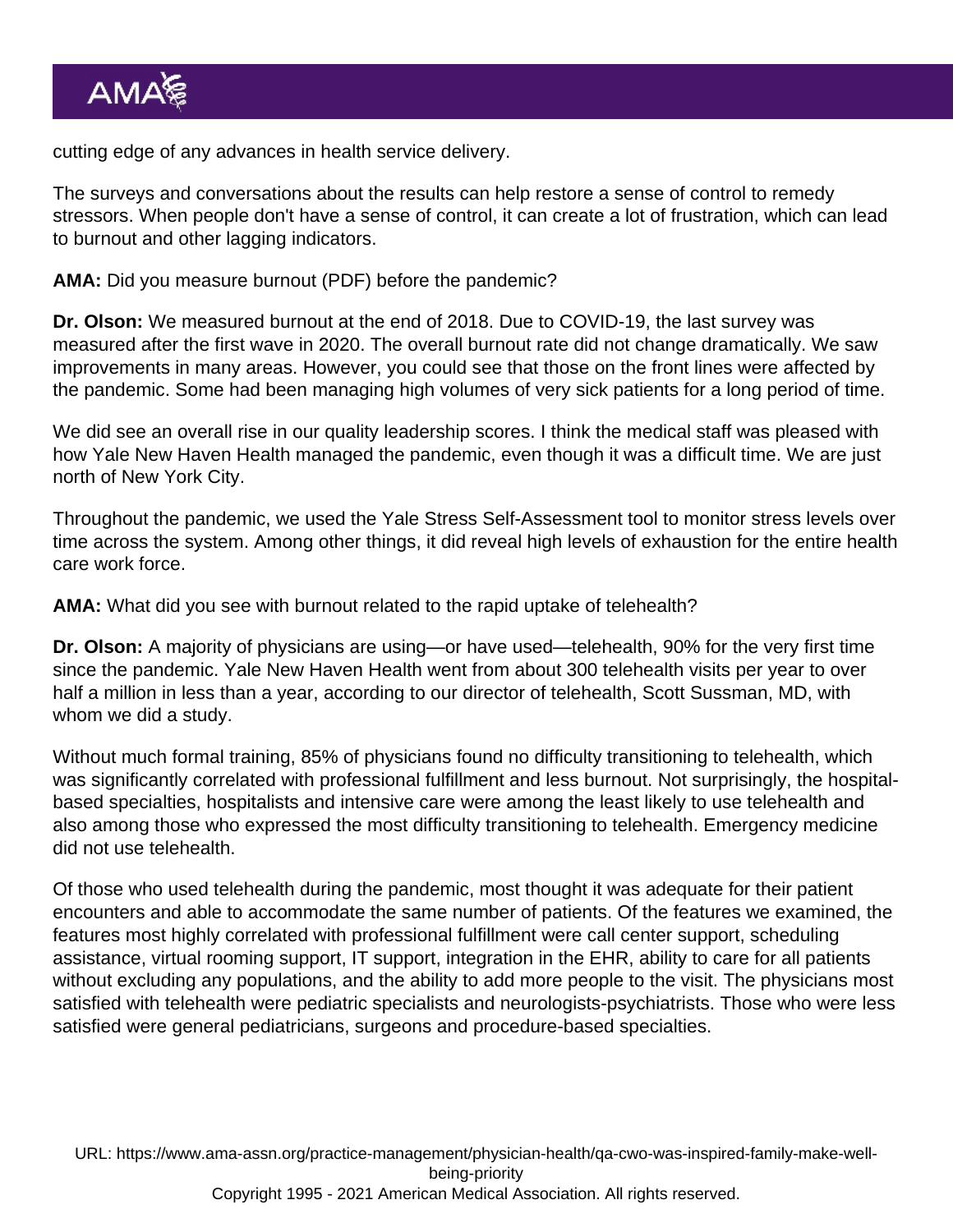cutting edge of any advances in health service delivery.

The surveys and conversations about the results can help restore a sense of control to remedy stressors. When people don't have a sense of control, it can create a lot of frustration, which can lead to burnout and other lagging indicators.

**AMA:** Did you measure burnout (PDF) before the pandemic?

**Dr. Olson:** We measured burnout at the end of 2018. Due to COVID-19, the last survey was measured after the first wave in 2020. The overall burnout rate did not change dramatically. We saw improvements in many areas. However, you could see that those on the front lines were affected by the pandemic. Some had been managing high volumes of very sick patients for a long period of time.

We did see an overall rise in our quality leadership scores. I think the medical staff was pleased with how Yale New Haven Health managed the pandemic, even though it was a difficult time. We are just north of New York City.

Throughout the pandemic, we used the Yale Stress Self-Assessment tool to monitor stress levels over time across the system. Among other things, it did reveal high levels of exhaustion for the entire health care work force.

**AMA:** What did you see with burnout related to the rapid uptake of telehealth?

**Dr. Olson:** A majority of physicians are using—or have used—telehealth, 90% for the very first time since the pandemic. Yale New Haven Health went from about 300 telehealth visits per year to over half a million in less than a year, according to our director of telehealth, Scott Sussman, MD, with whom we did a study.

Without much formal training, 85% of physicians found no difficulty transitioning to telehealth, which was significantly correlated with professional fulfillment and less burnout. Not surprisingly, the hospital-based specialties, hospitalists and intensive care were among the least likely to use telehealth and also among those who expressed the most difficulty transitioning to telehealth. Emergency medicine did not use telehealth.

Of those who used telehealth during the pandemic, most thought it was adequate for their patient encounters and able to accommodate the same number of patients. Of the features we examined, the features most highly correlated with professional fulfillment were call center support, scheduling assistance, virtual rooming support, IT support, integration in the EHR, ability to care for all patients without excluding any populations, and the ability to add more people to the visit. The physicians most satisfied with telehealth were pediatric specialists and neurologists-psychiatrists. Those who were less satisfied were general pediatricians, surgeons and procedure-based specialties.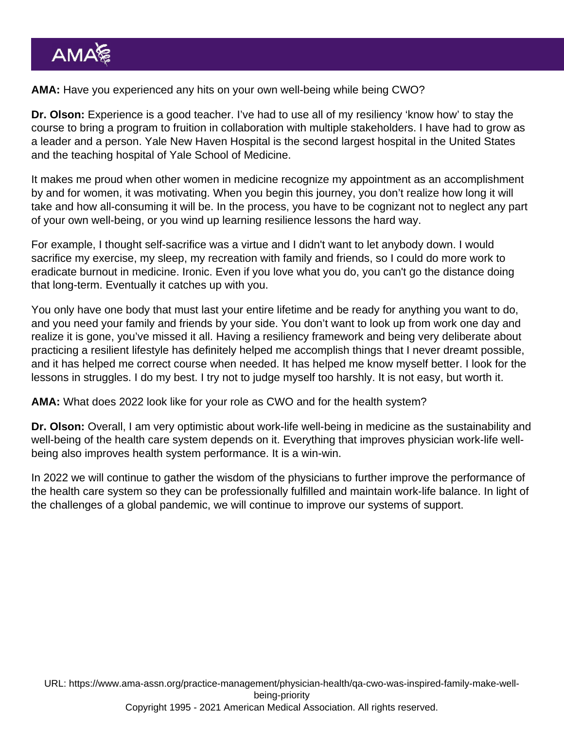**AMA:** Have you experienced any hits on your own well-being while being CWO?

**Dr. Olson:** Experience is a good teacher. I've had to use all of my resiliency 'know how' to stay the course to bring a program to fruition in collaboration with multiple stakeholders. I have had to grow as a leader and a person. Yale New Haven Hospital is the second largest hospital in the United States and the teaching hospital of Yale School of Medicine.

It makes me proud when other women in medicine recognize my appointment as an accomplishment by and for women, it was motivating. When you begin this journey, you don't realize how long it will take and how all-consuming it will be. In the process, you have to be cognizant not to neglect any part of your own well-being, or you wind up learning resilience lessons the hard way.

For example, I thought self-sacrifice was a virtue and I didn't want to let anybody down. I would sacrifice my exercise, my sleep, my recreation with family and friends, so I could do more work to eradicate burnout in medicine. Ironic. Even if you love what you do, you can't go the distance doing that long-term. Eventually it catches up with you.

You only have one body that must last your entire lifetime and be ready for anything you want to do, and you need your family and friends by your side. You don't want to look up from work one day and realize it is gone, you've missed it all. Having a resiliency framework and being very deliberate about practicing a resilient lifestyle has definitely helped me accomplish things that I never dreamt possible, and it has helped me correct course when needed. It has helped me know myself better. I look for the lessons in struggles. I do my best. I try not to judge myself too harshly. It is not easy, but worth it.

**AMA:** What does 2022 look like for your role as CWO and for the health system?

**Dr. Olson:** Overall, I am very optimistic about work-life well-being in medicine as the sustainability and well-being of the health care system depends on it. Everything that improves physician work-life well-being also improves health system performance. It is a win-win.

In 2022 we will continue to gather the wisdom of the physicians to further improve the performance of the health care system so they can be professionally fulfilled and maintain work-life balance. In light of the challenges of a global pandemic, we will continue to improve our systems of support.